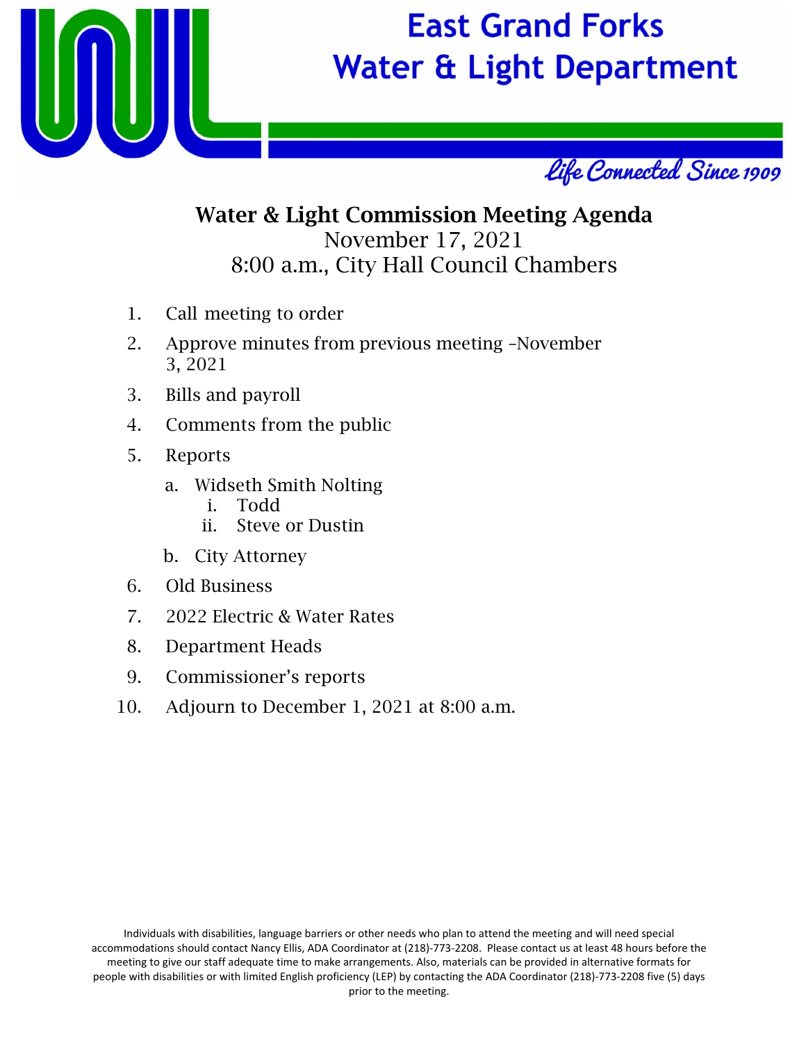# East Grand Forks Water & Light Department

*Life Connected Since 1909*

## Water & Light Commission Meeting Agenda

November 17, 2021

8:00 a.m., City Hall Council Chambers

1. Call meeting to order
2. Approve minutes from previous meeting –November 3, 2021
3. Bills and payroll
4. Comments from the public
5. Reports
    a. Widseth Smith Nolting
        i. Todd
        ii. Steve or Dustin
    b. City Attorney
6. Old Business
7. 2022 Electric & Water Rates
8. Department Heads
9. Commissioner's reports
10. Adjourn to December 1, 2021 at 8:00 a.m.

Individuals with disabilities, language barriers or other needs who plan to attend the meeting and will need special accommodations should contact Nancy Ellis, ADA Coordinator at (218)-773-2208. Please contact us at least 48 hours before the meeting to give our staff adequate time to make arrangements. Also, materials can be provided in alternative formats for people with disabilities or with limited English proficiency (LEP) by contacting the ADA Coordinator (218)-773-2208 five (5) days prior to the meeting.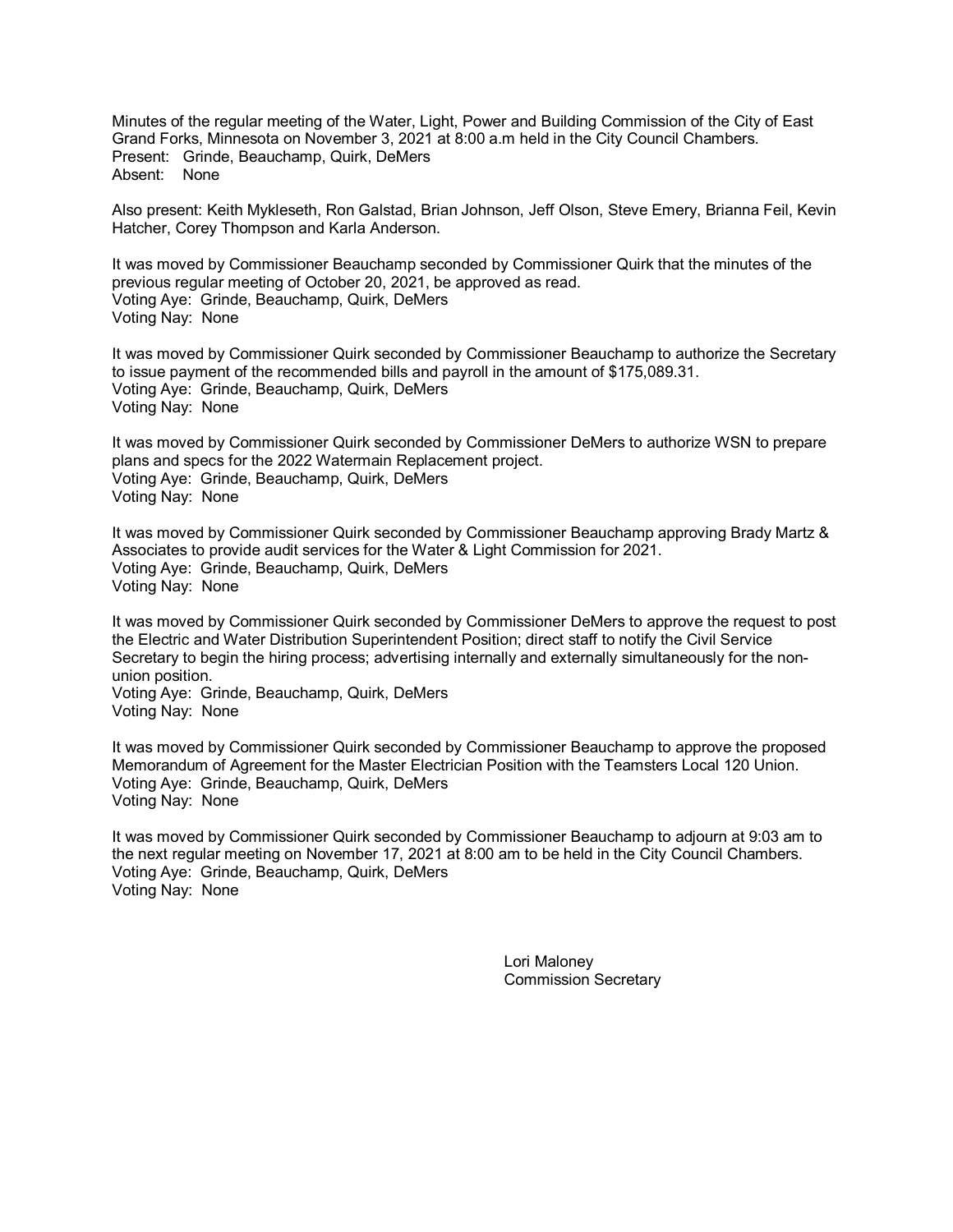Minutes of the regular meeting of the Water, Light, Power and Building Commission of the City of East Grand Forks, Minnesota on November 3, 2021 at 8:00 a.m held in the City Council Chambers.
Present: Grinde, Beauchamp, Quirk, DeMers
Absent: None

Also present: Keith Mykleseth, Ron Galstad, Brian Johnson, Jeff Olson, Steve Emery, Brianna Feil, Kevin Hatcher, Corey Thompson and Karla Anderson.

It was moved by Commissioner Beauchamp seconded by Commissioner Quirk that the minutes of the previous regular meeting of October 20, 2021, be approved as read.
Voting Aye: Grinde, Beauchamp, Quirk, DeMers
Voting Nay: None

It was moved by Commissioner Quirk seconded by Commissioner Beauchamp to authorize the Secretary to issue payment of the recommended bills and payroll in the amount of $175,089.31.
Voting Aye: Grinde, Beauchamp, Quirk, DeMers
Voting Nay: None

It was moved by Commissioner Quirk seconded by Commissioner DeMers to authorize WSN to prepare plans and specs for the 2022 Watermain Replacement project.
Voting Aye: Grinde, Beauchamp, Quirk, DeMers
Voting Nay: None

It was moved by Commissioner Quirk seconded by Commissioner Beauchamp approving Brady Martz & Associates to provide audit services for the Water & Light Commission for 2021.
Voting Aye: Grinde, Beauchamp, Quirk, DeMers
Voting Nay: None

It was moved by Commissioner Quirk seconded by Commissioner DeMers to approve the request to post the Electric and Water Distribution Superintendent Position; direct staff to notify the Civil Service Secretary to begin the hiring process; advertising internally and externally simultaneously for the non-union position.
Voting Aye: Grinde, Beauchamp, Quirk, DeMers
Voting Nay: None

It was moved by Commissioner Quirk seconded by Commissioner Beauchamp to approve the proposed Memorandum of Agreement for the Master Electrician Position with the Teamsters Local 120 Union.
Voting Aye: Grinde, Beauchamp, Quirk, DeMers
Voting Nay: None

It was moved by Commissioner Quirk seconded by Commissioner Beauchamp to adjourn at 9:03 am to the next regular meeting on November 17, 2021 at 8:00 am to be held in the City Council Chambers.
Voting Aye: Grinde, Beauchamp, Quirk, DeMers
Voting Nay: None

Lori Maloney
Commission Secretary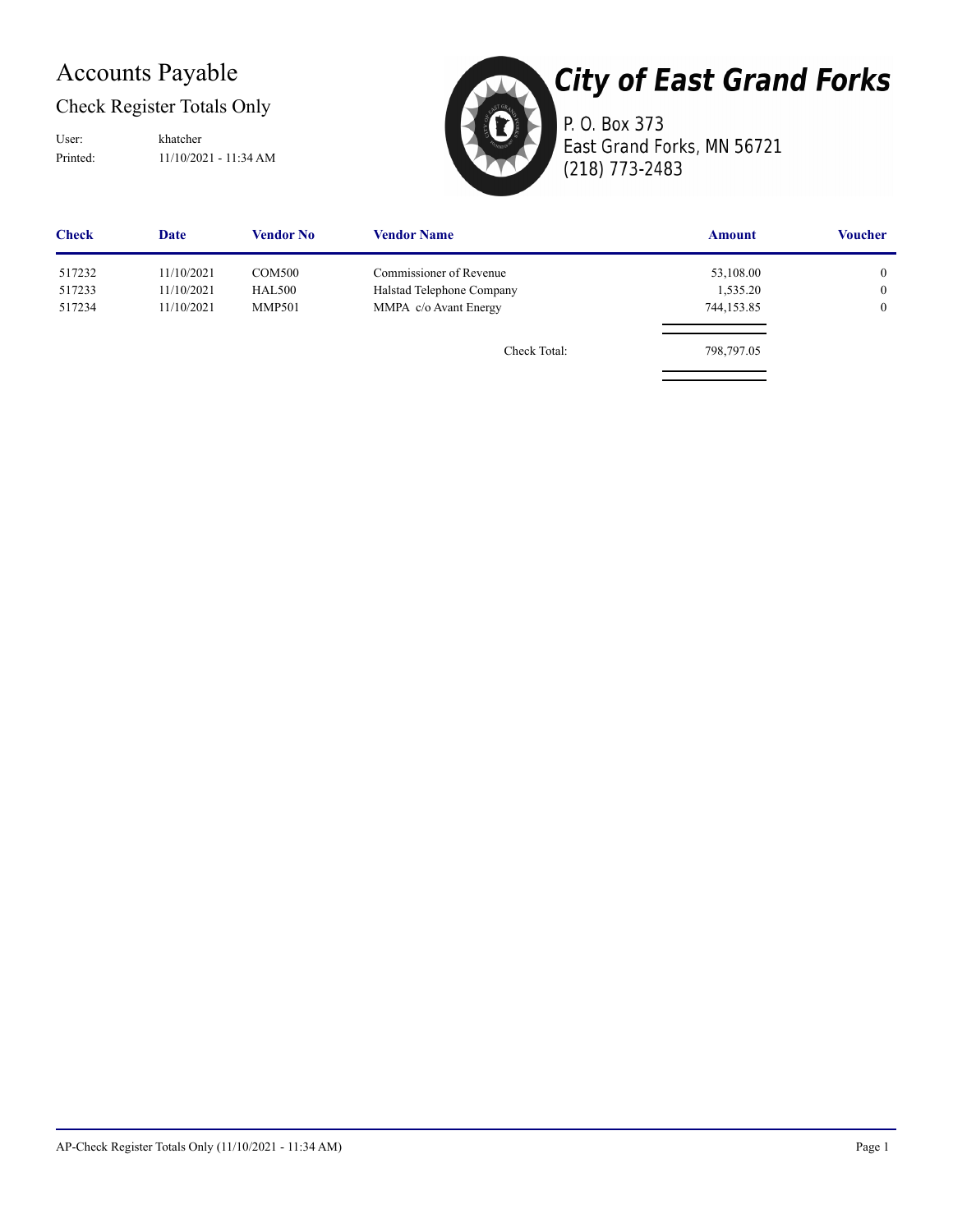# Accounts Payable

## Check Register Totals Only

User: khatcher
Printed: 11/10/2021 - 11:34 AM

**City of East Grand Forks**
P. O. Box 373
East Grand Forks, MN 56721
(218) 773-2483

| Check | Date | Vendor No | Vendor Name | Amount | Voucher |
|---|---|---|---|---|---|
| 517232 | 11/10/2021 | COM500 | Commissioner of Revenue | 53,108.00 | 0 |
| 517233 | 11/10/2021 | HAL500 | Halstad Telephone Company | 1,535.20 | 0 |
| 517234 | 11/10/2021 | MMP501 | MMPA c/o Avant Energy | 744,153.85 | 0 |
| | | | Check Total: | 798,797.05 | |

AP-Check Register Totals Only (11/10/2021 - 11:34 AM)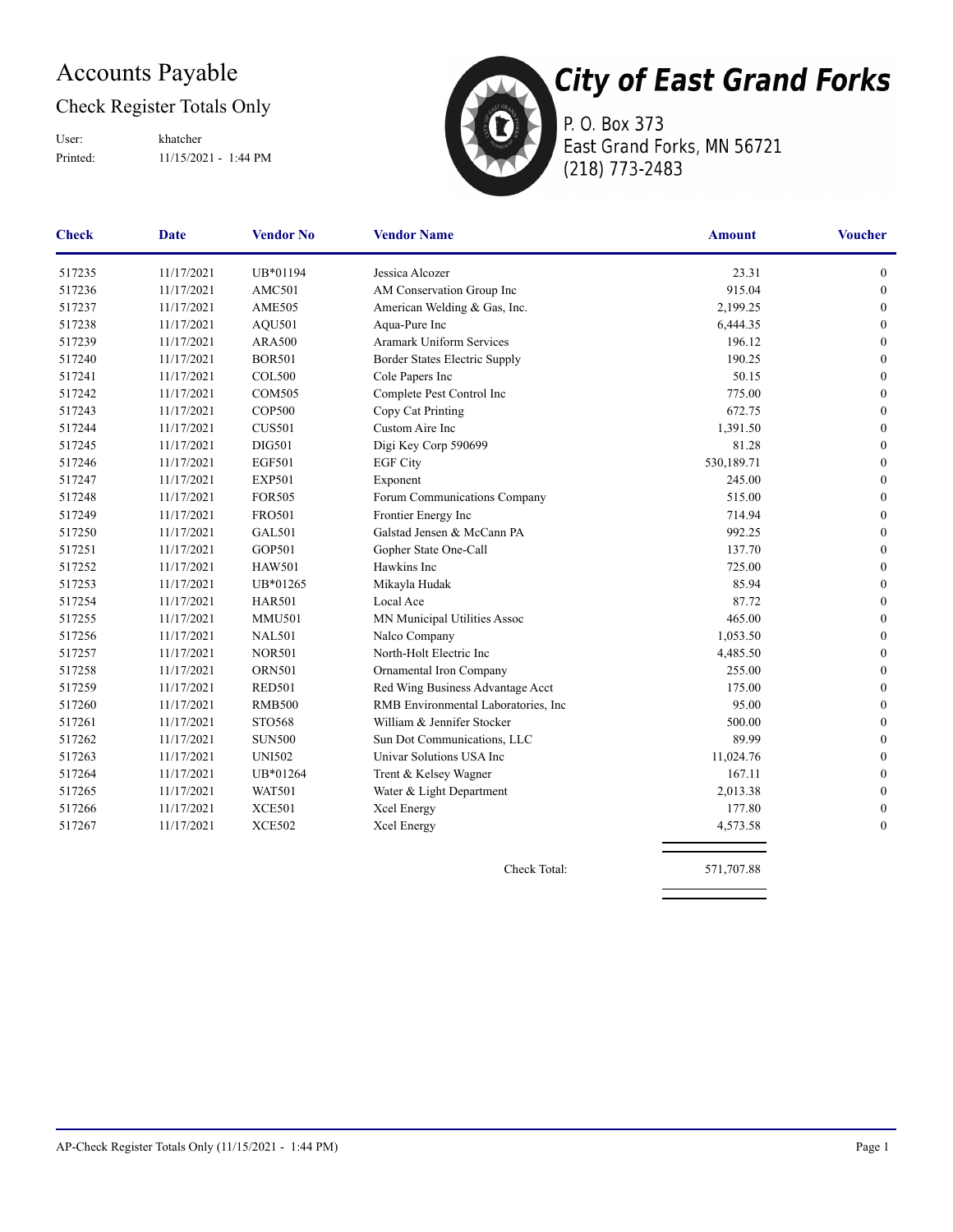# Accounts Payable

## Check Register Totals Only

User: khatcher

Printed: 11/15/2021 - 1:44 PM

**City of East Grand Forks**

P. O. Box 373

East Grand Forks, MN 56721

(218) 773-2483

| Check | Date | Vendor No | Vendor Name | Amount | Voucher |
|---|---|---|---|---|---|
| 517235 | 11/17/2021 | UB*01194 | Jessica Alcozer | 23.31 | 0 |
| 517236 | 11/17/2021 | AMC501 | AM Conservation Group Inc | 915.04 | 0 |
| 517237 | 11/17/2021 | AME505 | American Welding & Gas, Inc. | 2,199.25 | 0 |
| 517238 | 11/17/2021 | AQU501 | Aqua-Pure Inc | 6,444.35 | 0 |
| 517239 | 11/17/2021 | ARA500 | Aramark Uniform Services | 196.12 | 0 |
| 517240 | 11/17/2021 | BOR501 | Border States Electric Supply | 190.25 | 0 |
| 517241 | 11/17/2021 | COL500 | Cole Papers Inc | 50.15 | 0 |
| 517242 | 11/17/2021 | COM505 | Complete Pest Control Inc | 775.00 | 0 |
| 517243 | 11/17/2021 | COP500 | Copy Cat Printing | 672.75 | 0 |
| 517244 | 11/17/2021 | CUS501 | Custom Aire Inc | 1,391.50 | 0 |
| 517245 | 11/17/2021 | DIG501 | Digi Key Corp 590699 | 81.28 | 0 |
| 517246 | 11/17/2021 | EGF501 | EGF City | 530,189.71 | 0 |
| 517247 | 11/17/2021 | EXP501 | Exponent | 245.00 | 0 |
| 517248 | 11/17/2021 | FOR505 | Forum Communications Company | 515.00 | 0 |
| 517249 | 11/17/2021 | FRO501 | Frontier Energy Inc | 714.94 | 0 |
| 517250 | 11/17/2021 | GAL501 | Galstad Jensen & McCann PA | 992.25 | 0 |
| 517251 | 11/17/2021 | GOP501 | Gopher State One-Call | 137.70 | 0 |
| 517252 | 11/17/2021 | HAW501 | Hawkins Inc | 725.00 | 0 |
| 517253 | 11/17/2021 | UB*01265 | Mikayla Hudak | 85.94 | 0 |
| 517254 | 11/17/2021 | HAR501 | Local Ace | 87.72 | 0 |
| 517255 | 11/17/2021 | MMU501 | MN Municipal Utilities Assoc | 465.00 | 0 |
| 517256 | 11/17/2021 | NAL501 | Nalco Company | 1,053.50 | 0 |
| 517257 | 11/17/2021 | NOR501 | North-Holt Electric Inc | 4,485.50 | 0 |
| 517258 | 11/17/2021 | ORN501 | Ornamental Iron Company | 255.00 | 0 |
| 517259 | 11/17/2021 | RED501 | Red Wing Business Advantage Acct | 175.00 | 0 |
| 517260 | 11/17/2021 | RMB500 | RMB Environmental Laboratories, Inc | 95.00 | 0 |
| 517261 | 11/17/2021 | STO568 | William & Jennifer Stocker | 500.00 | 0 |
| 517262 | 11/17/2021 | SUN500 | Sun Dot Communications, LLC | 89.99 | 0 |
| 517263 | 11/17/2021 | UNI502 | Univar Solutions USA Inc | 11,024.76 | 0 |
| 517264 | 11/17/2021 | UB*01264 | Trent & Kelsey Wagner | 167.11 | 0 |
| 517265 | 11/17/2021 | WAT501 | Water & Light Department | 2,013.38 | 0 |
| 517266 | 11/17/2021 | XCE501 | Xcel Energy | 177.80 | 0 |
| 517267 | 11/17/2021 | XCE502 | Xcel Energy | 4,573.58 | 0 |
| | | | Check Total: | 571,707.88 | |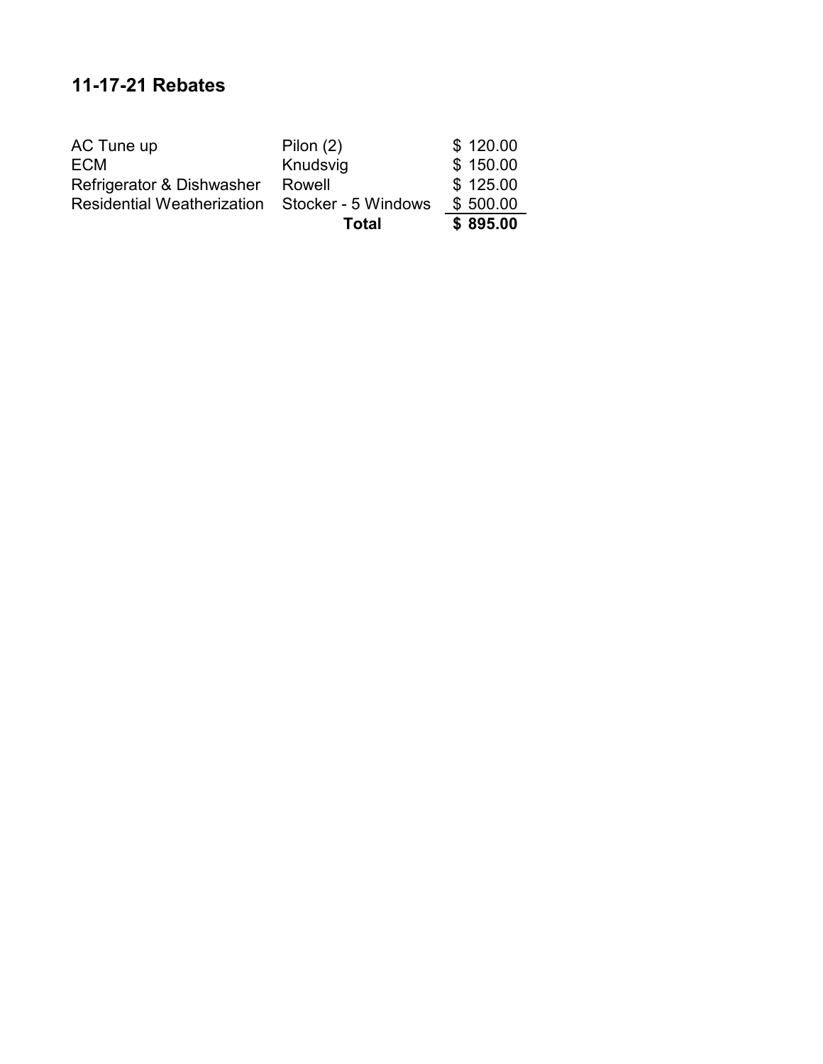## 11-17-21 Rebates

| | | |
|---|---|---|
| AC Tune up | Pilon (2) | $ 120.00 |
| ECM | Knudsvig | $ 150.00 |
| Refrigerator & Dishwasher | Rowell | $ 125.00 |
| Residential Weatherization | Stocker - 5 Windows | $ 500.00 |
| | **Total** | **$ 895.00** |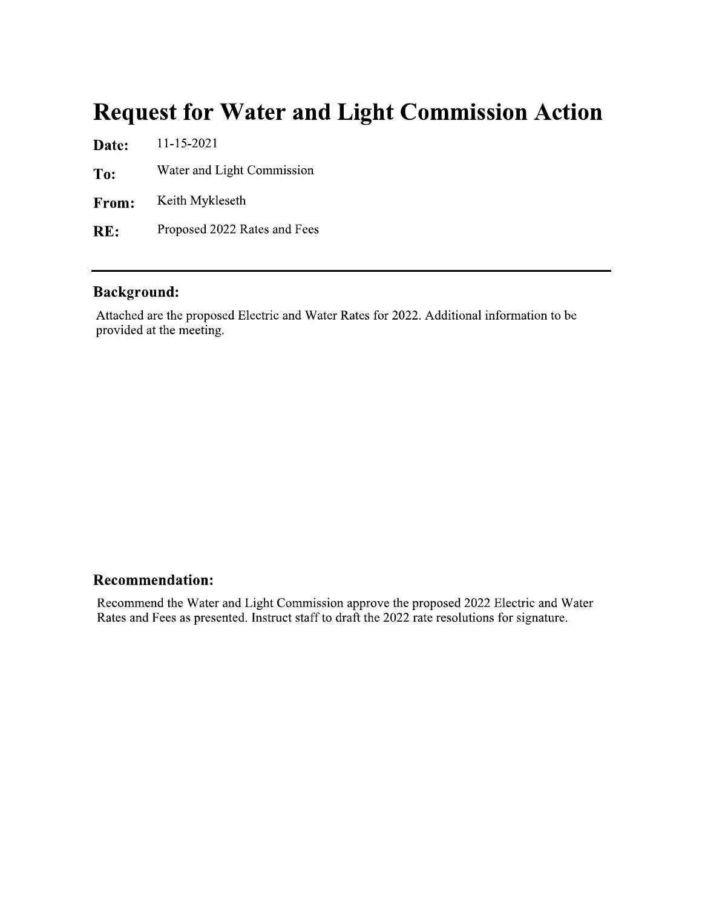# Request for Water and Light Commission Action

**Date:** 11-15-2021

**To:** Water and Light Commission

**From:** Keith Mykleseth

**RE:** Proposed 2022 Rates and Fees

---

## Background:

Attached are the proposed Electric and Water Rates for 2022. Additional information to be provided at the meeting.

## Recommendation:

Recommend the Water and Light Commission approve the proposed 2022 Electric and Water Rates and Fees as presented. Instruct staff to draft the 2022 rate resolutions for signature.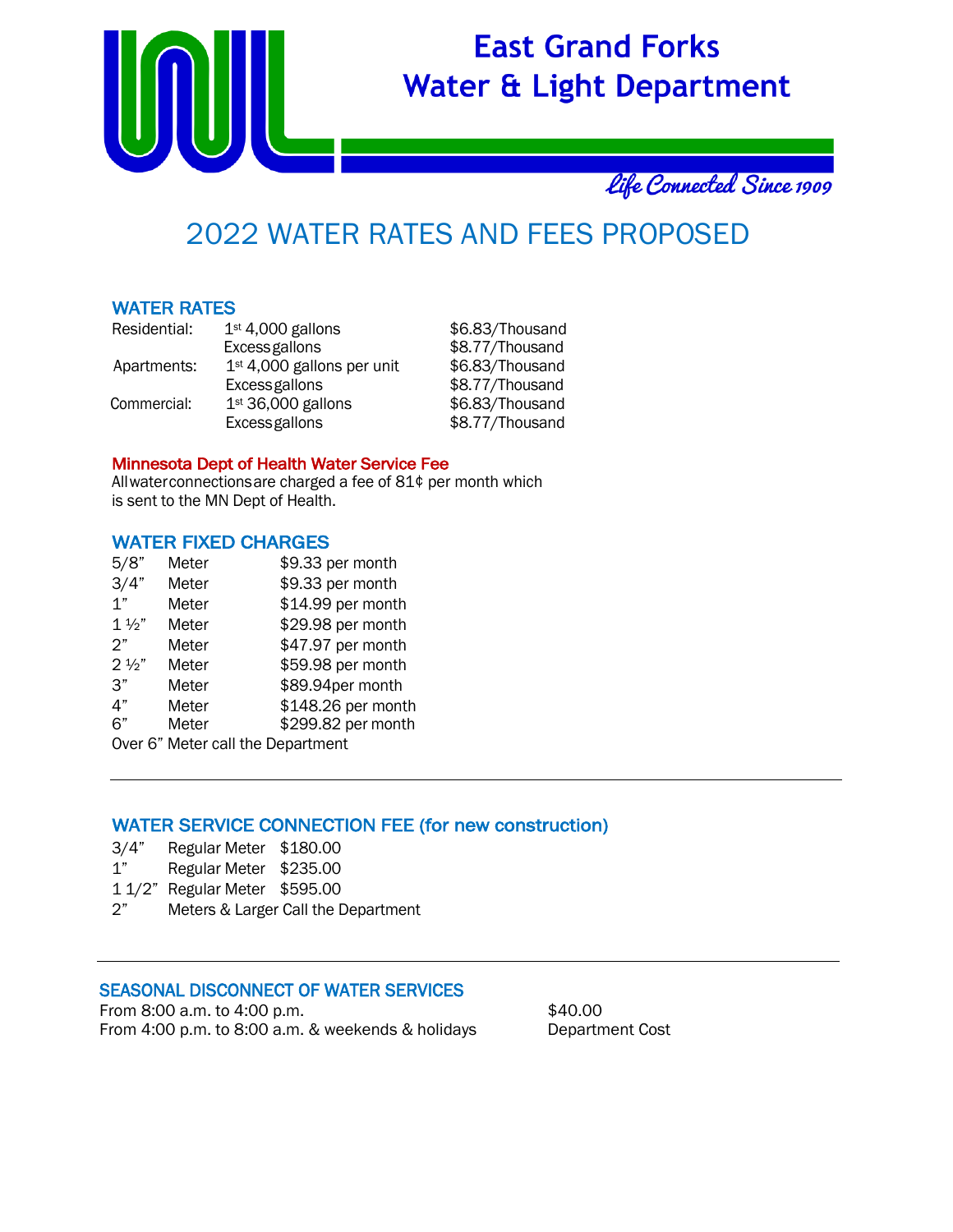# East Grand Forks Water & Light Department

*Life Connected Since 1909*

## 2022 WATER RATES AND FEES PROPOSED

### WATER RATES

| | | |
|---|---|---|
| Residential: | 1st 4,000 gallons | $6.83/Thousand |
| | Excess gallons | $8.77/Thousand |
| Apartments: | 1st 4,000 gallons per unit | $6.83/Thousand |
| | Excess gallons | $8.77/Thousand |
| Commercial: | 1st 36,000 gallons | $6.83/Thousand |
| | Excess gallons | $8.77/Thousand |

### Minnesota Dept of Health Water Service Fee

All water connections are charged a fee of 81¢ per month which is sent to the MN Dept of Health.

### WATER FIXED CHARGES

| | | |
|---|---|---|
| 5/8" | Meter | $9.33 per month |
| 3/4" | Meter | $9.33 per month |
| 1" | Meter | $14.99 per month |
| 1 ½" | Meter | $29.98 per month |
| 2" | Meter | $47.97 per month |
| 2 ½" | Meter | $59.98 per month |
| 3" | Meter | $89.94per month |
| 4" | Meter | $148.26 per month |
| 6" | Meter | $299.82 per month |

Over 6" Meter call the Department

---

### WATER SERVICE CONNECTION FEE (for new construction)

| | | |
|---|---|---|
| 3/4" | Regular Meter | $180.00 |
| 1" | Regular Meter | $235.00 |
| 1 1/2" | Regular Meter | $595.00 |
| 2" | Meters & Larger Call the Department | |

---

### SEASONAL DISCONNECT OF WATER SERVICES

| | |
|---|---|
| From 8:00 a.m. to 4:00 p.m. | $40.00 |
| From 4:00 p.m. to 8:00 a.m. & weekends & holidays | Department Cost |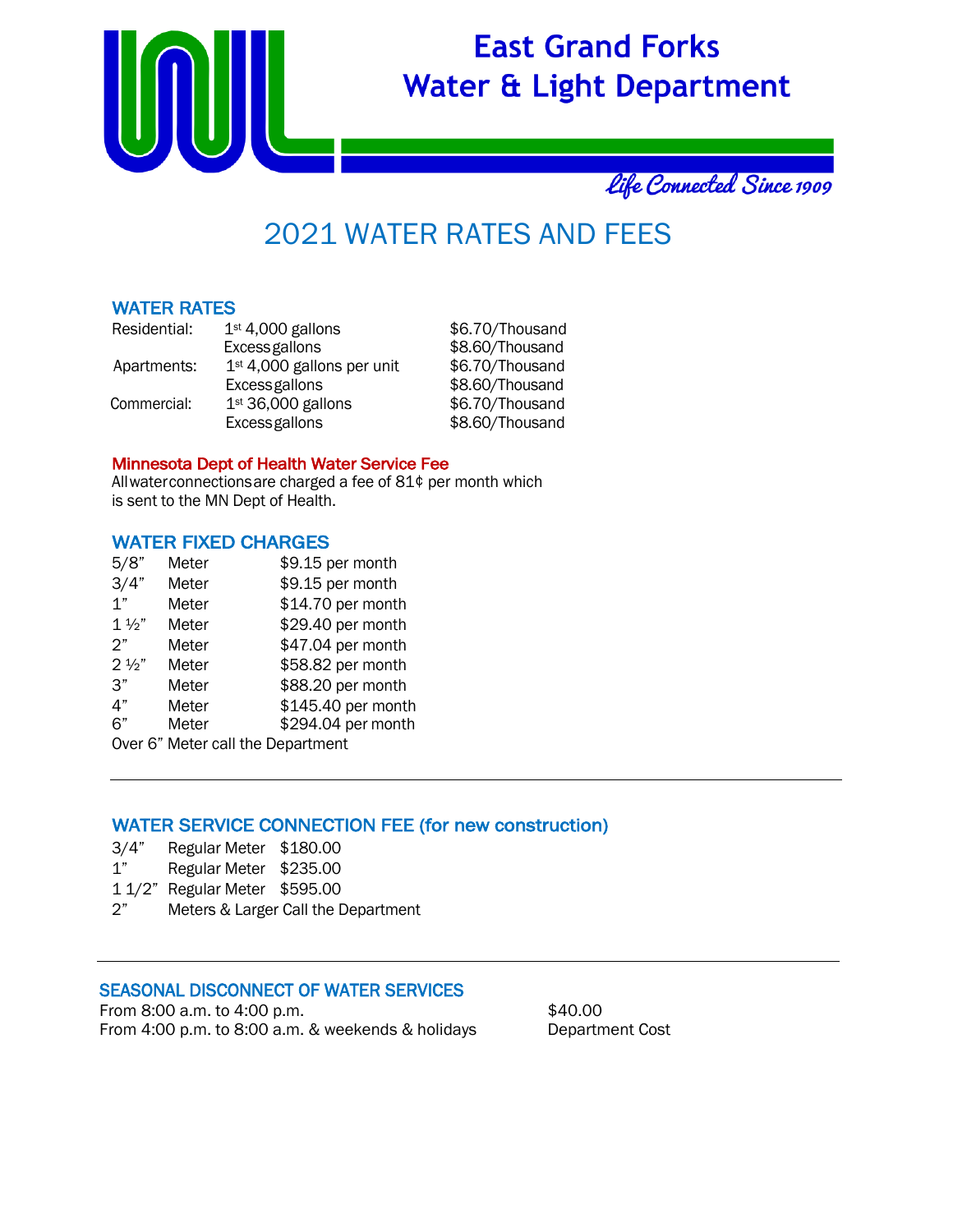# East Grand Forks Water & Light Department

*Life Connected Since 1909*

# 2021 WATER RATES AND FEES

## WATER RATES

| | | |
|---|---|---|
| Residential: | 1st 4,000 gallons | $6.70/Thousand |
| | Excess gallons | $8.60/Thousand |
| Apartments: | 1st 4,000 gallons per unit | $6.70/Thousand |
| | Excess gallons | $8.60/Thousand |
| Commercial: | 1st 36,000 gallons | $6.70/Thousand |
| | Excess gallons | $8.60/Thousand |

### Minnesota Dept of Health Water Service Fee

All water connections are charged a fee of 81¢ per month which is sent to the MN Dept of Health.

## WATER FIXED CHARGES

| | | |
|---|---|---|
| 5/8" | Meter | $9.15 per month |
| 3/4" | Meter | $9.15 per month |
| 1" | Meter | $14.70 per month |
| 1 ½" | Meter | $29.40 per month |
| 2" | Meter | $47.04 per month |
| 2 ½" | Meter | $58.82 per month |
| 3" | Meter | $88.20 per month |
| 4" | Meter | $145.40 per month |
| 6" | Meter | $294.04 per month |

Over 6" Meter call the Department

---

## WATER SERVICE CONNECTION FEE (for new construction)

| | | |
|---|---|---|
| 3/4" | Regular Meter | $180.00 |
| 1" | Regular Meter | $235.00 |
| 1 1/2" | Regular Meter | $595.00 |

2" Meters & Larger Call the Department

---

## SEASONAL DISCONNECT OF WATER SERVICES

| | |
|---|---|
| From 8:00 a.m. to 4:00 p.m. | $40.00 |
| From 4:00 p.m. to 8:00 a.m. & weekends & holidays | Department Cost |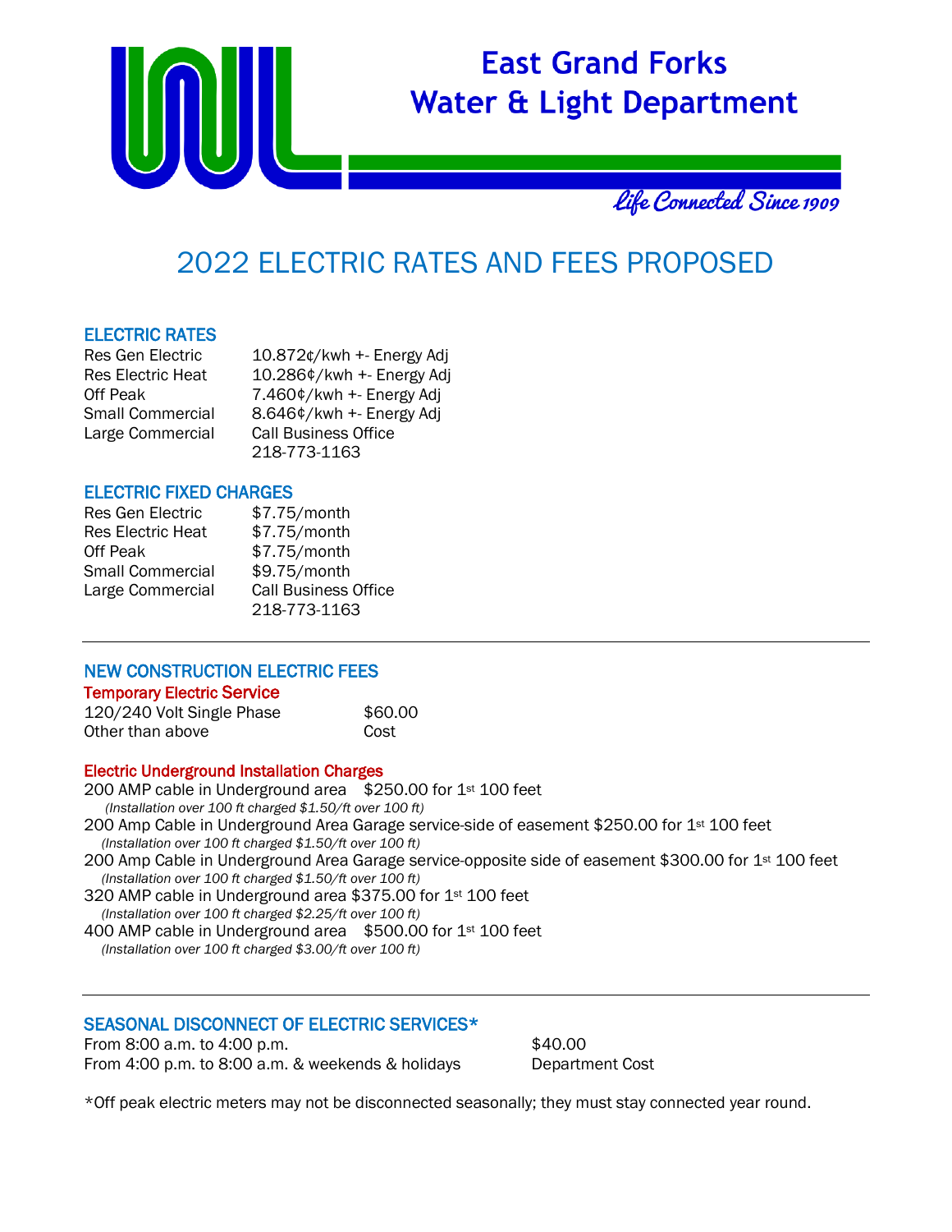# East Grand Forks Water & Light Department

*Life Connected Since 1909*

# 2022 ELECTRIC RATES AND FEES PROPOSED

## ELECTRIC RATES

| | |
|---|---|
| Res Gen Electric | 10.872¢/kwh +- Energy Adj |
| Res Electric Heat | 10.286¢/kwh +- Energy Adj |
| Off Peak | 7.460¢/kwh +- Energy Adj |
| Small Commercial | 8.646¢/kwh +- Energy Adj |
| Large Commercial | Call Business Office 218-773-1163 |

## ELECTRIC FIXED CHARGES

| | |
|---|---|
| Res Gen Electric | $7.75/month |
| Res Electric Heat | $7.75/month |
| Off Peak | $7.75/month |
| Small Commercial | $9.75/month |
| Large Commercial | Call Business Office 218-773-1163 |

---

## NEW CONSTRUCTION ELECTRIC FEES

### Temporary Electric Service

| | |
|---|---|
| 120/240 Volt Single Phase | $60.00 |
| Other than above | Cost |

### Electric Underground Installation Charges

200 AMP cable in Underground area $250.00 for 1st 100 feet
*(Installation over 100 ft charged $1.50/ft over 100 ft)*

200 Amp Cable in Underground Area Garage service-side of easement $250.00 for 1st 100 feet
*(Installation over 100 ft charged $1.50/ft over 100 ft)*

200 Amp Cable in Underground Area Garage service-opposite side of easement $300.00 for 1st 100 feet
*(Installation over 100 ft charged $1.50/ft over 100 ft)*

320 AMP cable in Underground area $375.00 for 1st 100 feet
*(Installation over 100 ft charged $2.25/ft over 100 ft)*

400 AMP cable in Underground area $500.00 for 1st 100 feet
*(Installation over 100 ft charged $3.00/ft over 100 ft)*

---

## SEASONAL DISCONNECT OF ELECTRIC SERVICES*

| | |
|---|---|
| From 8:00 a.m. to 4:00 p.m. | $40.00 |
| From 4:00 p.m. to 8:00 a.m. & weekends & holidays | Department Cost |

*Off peak electric meters may not be disconnected seasonally; they must stay connected year round.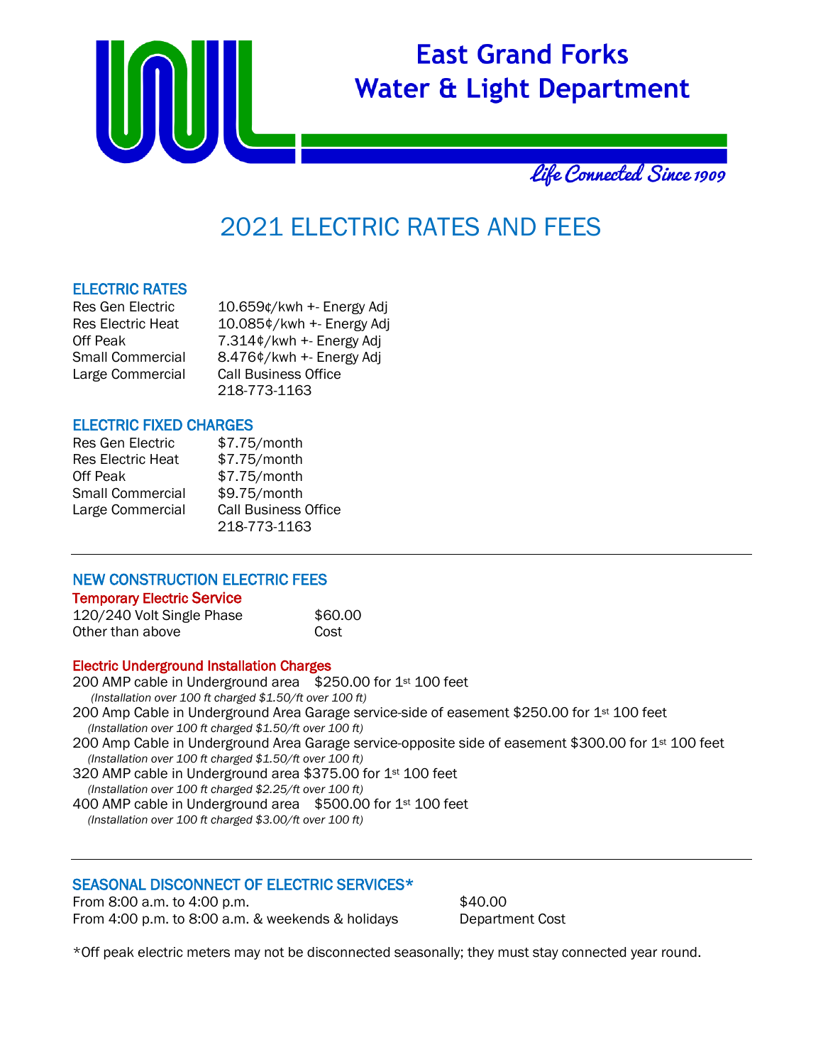# East Grand Forks Water & Light Department

*Life Connected Since 1909*

## 2021 ELECTRIC RATES AND FEES

### ELECTRIC RATES

| | |
|---|---|
| Res Gen Electric | 10.659¢/kwh +- Energy Adj |
| Res Electric Heat | 10.085¢/kwh +- Energy Adj |
| Off Peak | 7.314¢/kwh +- Energy Adj |
| Small Commercial | 8.476¢/kwh +- Energy Adj |
| Large Commercial | Call Business Office 218-773-1163 |

### ELECTRIC FIXED CHARGES

| | |
|---|---|
| Res Gen Electric | $7.75/month |
| Res Electric Heat | $7.75/month |
| Off Peak | $7.75/month |
| Small Commercial | $9.75/month |
| Large Commercial | Call Business Office 218-773-1163 |

---

### NEW CONSTRUCTION ELECTRIC FEES

#### Temporary Electric Service

| | |
|---|---|
| 120/240 Volt Single Phase | $60.00 |
| Other than above | Cost |

#### Electric Underground Installation Charges

200 AMP cable in Underground area $250.00 for 1st 100 feet
*(Installation over 100 ft charged $1.50/ft over 100 ft)*

200 Amp Cable in Underground Area Garage service-side of easement $250.00 for 1st 100 feet
*(Installation over 100 ft charged $1.50/ft over 100 ft)*

200 Amp Cable in Underground Area Garage service-opposite side of easement $300.00 for 1st 100 feet
*(Installation over 100 ft charged $1.50/ft over 100 ft)*

320 AMP cable in Underground area $375.00 for 1st 100 feet
*(Installation over 100 ft charged $2.25/ft over 100 ft)*

400 AMP cable in Underground area $500.00 for 1st 100 feet
*(Installation over 100 ft charged $3.00/ft over 100 ft)*

---

### SEASONAL DISCONNECT OF ELECTRIC SERVICES*

| | |
|---|---|
| From 8:00 a.m. to 4:00 p.m. | $40.00 |
| From 4:00 p.m. to 8:00 a.m. & weekends & holidays | Department Cost |

*Off peak electric meters may not be disconnected seasonally; they must stay connected year round.